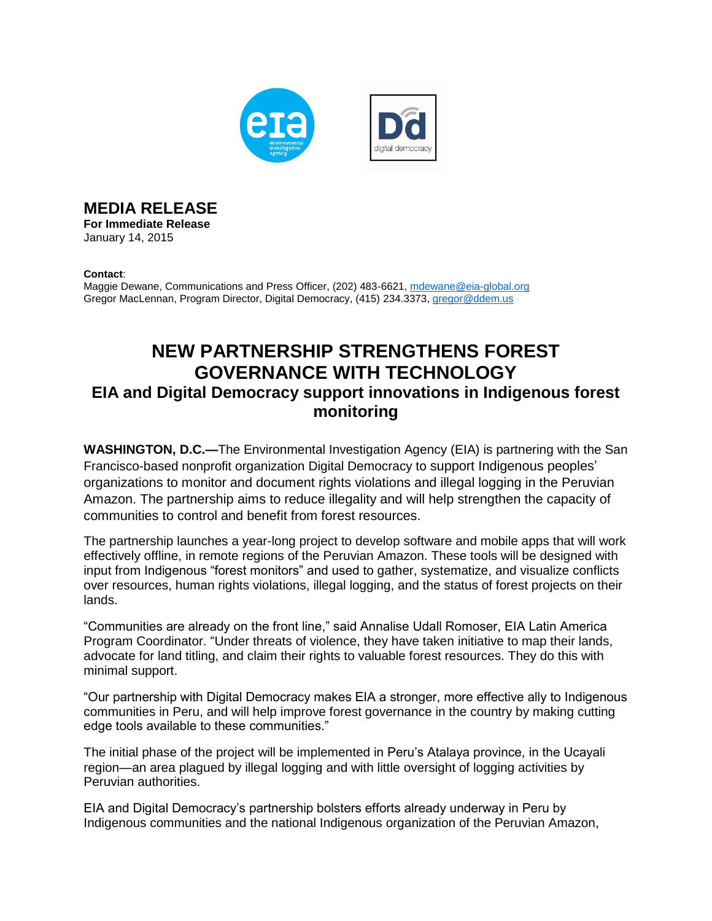# MEDIA RELEASE

**For Immediate Release**
January 14, 2015

**Contact**:
Maggie Dewane, Communications and Press Officer, (202) 483-6621, mdewane@eia-global.org
Gregor MacLennan, Program Director, Digital Democracy, (415) 234.3373, gregor@ddem.us

## NEW PARTNERSHIP STRENGTHENS FOREST GOVERNANCE WITH TECHNOLOGY

### EIA and Digital Democracy support innovations in Indigenous forest monitoring

**WASHINGTON, D.C.—**The Environmental Investigation Agency (EIA) is partnering with the San Francisco-based nonprofit organization Digital Democracy to support Indigenous peoples' organizations to monitor and document rights violations and illegal logging in the Peruvian Amazon. The partnership aims to reduce illegality and will help strengthen the capacity of communities to control and benefit from forest resources.

The partnership launches a year-long project to develop software and mobile apps that will work effectively offline, in remote regions of the Peruvian Amazon. These tools will be designed with input from Indigenous "forest monitors" and used to gather, systematize, and visualize conflicts over resources, human rights violations, illegal logging, and the status of forest projects on their lands.

"Communities are already on the front line," said Annalise Udall Romoser, EIA Latin America Program Coordinator. "Under threats of violence, they have taken initiative to map their lands, advocate for land titling, and claim their rights to valuable forest resources. They do this with minimal support.

"Our partnership with Digital Democracy makes EIA a stronger, more effective ally to Indigenous communities in Peru, and will help improve forest governance in the country by making cutting edge tools available to these communities."

The initial phase of the project will be implemented in Peru's Atalaya province, in the Ucayali region—an area plagued by illegal logging and with little oversight of logging activities by Peruvian authorities.

EIA and Digital Democracy's partnership bolsters efforts already underway in Peru by Indigenous communities and the national Indigenous organization of the Peruvian Amazon,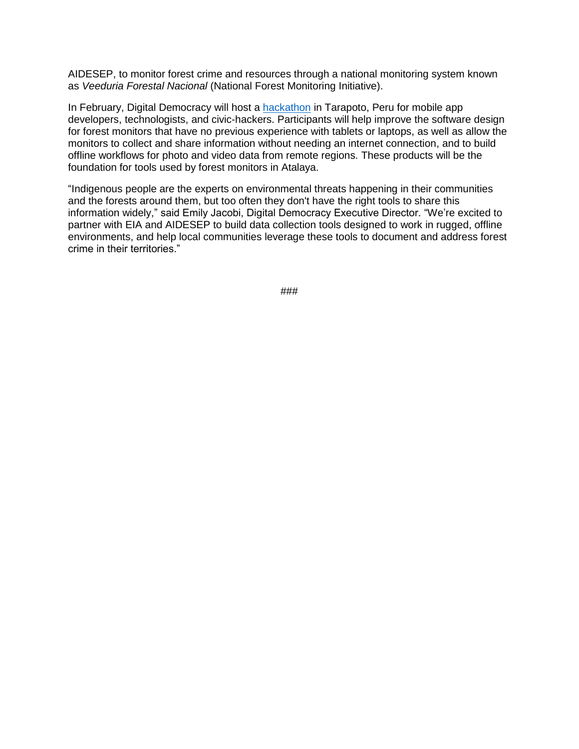AIDESEP, to monitor forest crime and resources through a national monitoring system known as *Veeduria Forestal Nacional* (National Forest Monitoring Initiative).

In February, Digital Democracy will host a [hackathon](#) in Tarapoto, Peru for mobile app developers, technologists, and civic-hackers. Participants will help improve the software design for forest monitors that have no previous experience with tablets or laptops, as well as allow the monitors to collect and share information without needing an internet connection, and to build offline workflows for photo and video data from remote regions. These products will be the foundation for tools used by forest monitors in Atalaya.

"Indigenous people are the experts on environmental threats happening in their communities and the forests around them, but too often they don't have the right tools to share this information widely," said Emily Jacobi, Digital Democracy Executive Director. "We're excited to partner with EIA and AIDESEP to build data collection tools designed to work in rugged, offline environments, and help local communities leverage these tools to document and address forest crime in their territories."

###